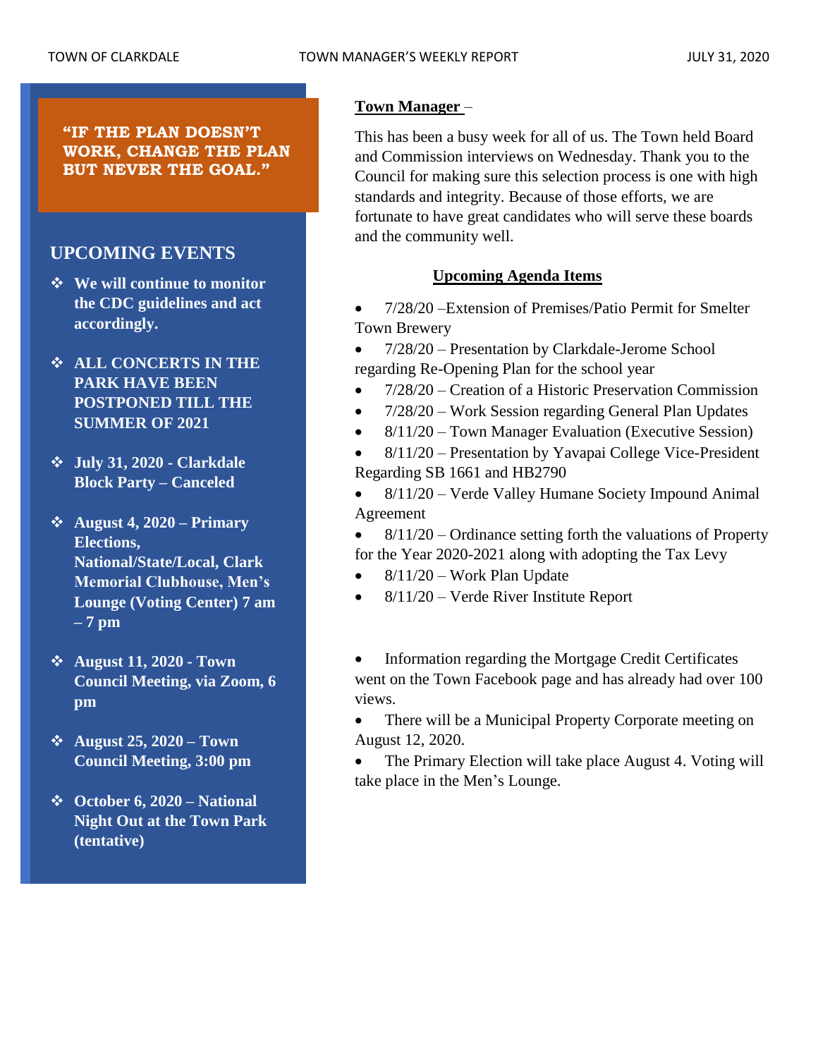**"IF THE PLAN DOESN'T WORK, CHANGE THE PLAN BUT NEVER THE GOAL."**

## UPCOMING EVENTS

- **We will continue to monitor the CDC guidelines and act accordingly.**
- **ALL CONCERTS IN THE PARK HAVE BEEN POSTPONED TILL THE SUMMER OF 2021**
- **July 31, 2020 - Clarkdale Block Party – Canceled**
- **August 4, 2020 – Primary Elections, National/State/Local, Clark Memorial Clubhouse, Men's Lounge (Voting Center) 7 am – 7 pm**
- **August 11, 2020 - Town Council Meeting, via Zoom, 6 pm**
- **August 25, 2020 – Town Council Meeting, 3:00 pm**
- **October 6, 2020 – National Night Out at the Town Park (tentative)**

**Town Manager** –

This has been a busy week for all of us. The Town held Board and Commission interviews on Wednesday. Thank you to the Council for making sure this selection process is one with high standards and integrity. Because of those efforts, we are fortunate to have great candidates who will serve these boards and the community well.

**Upcoming Agenda Items**

- 7/28/20 –Extension of Premises/Patio Permit for Smelter Town Brewery
- 7/28/20 – Presentation by Clarkdale-Jerome School regarding Re-Opening Plan for the school year
- 7/28/20 – Creation of a Historic Preservation Commission
- 7/28/20 – Work Session regarding General Plan Updates
- 8/11/20 – Town Manager Evaluation (Executive Session)
- 8/11/20 – Presentation by Yavapai College Vice-President Regarding SB 1661 and HB2790
- 8/11/20 – Verde Valley Humane Society Impound Animal Agreement
- 8/11/20 – Ordinance setting forth the valuations of Property for the Year 2020-2021 along with adopting the Tax Levy
- 8/11/20 – Work Plan Update
- 8/11/20 – Verde River Institute Report

- Information regarding the Mortgage Credit Certificates went on the Town Facebook page and has already had over 100 views.
- There will be a Municipal Property Corporate meeting on August 12, 2020.
- The Primary Election will take place August 4. Voting will take place in the Men's Lounge.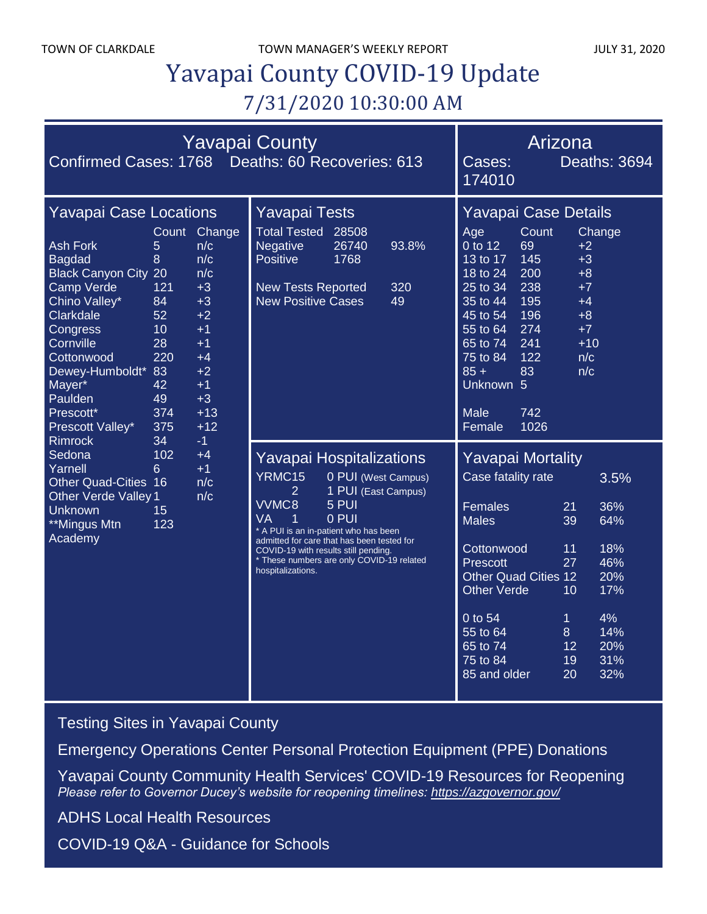# Yavapai County COVID-19 Update

## 7/31/2020 10:30:00 AM

## Yavapai County

Confirmed Cases: 1768 Deaths: 60 Recoveries: 613

## Arizona

Cases: 174010 Deaths: 3694

### Yavapai Case Locations

| | Count | Change |
|---|---|---|
| Ash Fork | 5 | n/c |
| Bagdad | 8 | n/c |
| Black Canyon City | 20 | n/c |
| Camp Verde | 121 | +3 |
| Chino Valley* | 84 | +3 |
| Clarkdale | 52 | +2 |
| Congress | 10 | +1 |
| Cornville | 28 | +1 |
| Cottonwood | 220 | +4 |
| Dewey-Humboldt* | 83 | +2 |
| Mayer* | 42 | +1 |
| Paulden | 49 | +3 |
| Prescott* | 374 | +13 |
| Prescott Valley* | 375 | +12 |
| Rimrock | 34 | -1 |
| Sedona | 102 | +4 |
| Yarnell | 6 | +1 |
| Other Quad-Cities | 16 | n/c |
| Other Verde Valley | 1 | n/c |
| Unknown | 15 | |
| **Mingus Mtn Academy | 123 | |

### Yavapai Tests

| | | |
|---|---|---|
| Total Tested | 28508 | |
| Negative | 26740 | 93.8% |
| Positive | 1768 | |
| New Tests Reported | | 320 |
| New Positive Cases | | 49 |

### Yavapai Case Details

| Age | Count | Change |
|---|---|---|
| 0 to 12 | 69 | +2 |
| 13 to 17 | 145 | +3 |
| 18 to 24 | 200 | +8 |
| 25 to 34 | 238 | +7 |
| 35 to 44 | 195 | +4 |
| 45 to 54 | 196 | +8 |
| 55 to 64 | 274 | +7 |
| 65 to 74 | 241 | +10 |
| 75 to 84 | 122 | n/c |
| 85 + | 83 | n/c |
| Unknown | 5 | |
| Male | 742 | |
| Female | 1026 | |

### Yavapai Hospitalizations

| | |
|---|---|
| YRMC15 | 0 PUI (West Campus) |
| 2 | 1 PUI (East Campus) |
| VVMC8 | 5 PUI |
| VA 1 | 0 PUI |

* A PUI is an in-patient who has been admitted for care that has been tested for COVID-19 with results still pending.
* These numbers are only COVID-19 related hospitalizations.

### Yavapai Mortality

Case fatality rate 3.5%

| | | |
|---|---|---|
| Females | 21 | 36% |
| Males | 39 | 64% |
| Cottonwood | 11 | 18% |
| Prescott | 27 | 46% |
| Other Quad Cities | 12 | 20% |
| Other Verde | 10 | 17% |
| 0 to 54 | 1 | 4% |
| 55 to 64 | 8 | 14% |
| 65 to 74 | 12 | 20% |
| 75 to 84 | 19 | 31% |
| 85 and older | 20 | 32% |

Testing Sites in Yavapai County

Emergency Operations Center Personal Protection Equipment (PPE) Donations

Yavapai County Community Health Services' COVID-19 Resources for Reopening
*Please refer to Governor Ducey's website for reopening timelines: https://azgovernor.gov/*

ADHS Local Health Resources

COVID-19 Q&A - Guidance for Schools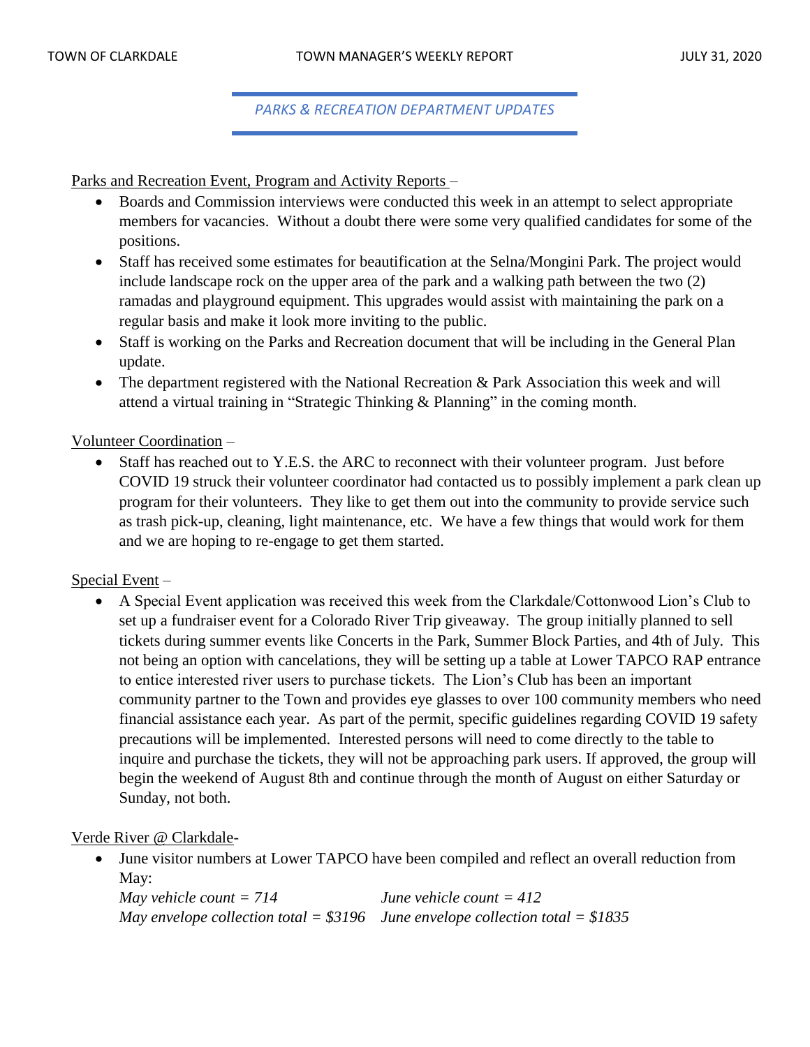## *PARKS & RECREATION DEPARTMENT UPDATES*

Parks and Recreation Event, Program and Activity Reports –

- Boards and Commission interviews were conducted this week in an attempt to select appropriate members for vacancies. Without a doubt there were some very qualified candidates for some of the positions.
- Staff has received some estimates for beautification at the Selna/Mongini Park. The project would include landscape rock on the upper area of the park and a walking path between the two (2) ramadas and playground equipment. This upgrades would assist with maintaining the park on a regular basis and make it look more inviting to the public.
- Staff is working on the Parks and Recreation document that will be including in the General Plan update.
- The department registered with the National Recreation & Park Association this week and will attend a virtual training in "Strategic Thinking & Planning" in the coming month.

Volunteer Coordination –

- Staff has reached out to Y.E.S. the ARC to reconnect with their volunteer program. Just before COVID 19 struck their volunteer coordinator had contacted us to possibly implement a park clean up program for their volunteers. They like to get them out into the community to provide service such as trash pick-up, cleaning, light maintenance, etc. We have a few things that would work for them and we are hoping to re-engage to get them started.

Special Event –

- A Special Event application was received this week from the Clarkdale/Cottonwood Lion's Club to set up a fundraiser event for a Colorado River Trip giveaway. The group initially planned to sell tickets during summer events like Concerts in the Park, Summer Block Parties, and 4th of July. This not being an option with cancelations, they will be setting up a table at Lower TAPCO RAP entrance to entice interested river users to purchase tickets. The Lion's Club has been an important community partner to the Town and provides eye glasses to over 100 community members who need financial assistance each year. As part of the permit, specific guidelines regarding COVID 19 safety precautions will be implemented. Interested persons will need to come directly to the table to inquire and purchase the tickets, they will not be approaching park users. If approved, the group will begin the weekend of August 8th and continue through the month of August on either Saturday or Sunday, not both.

Verde River @ Clarkdale-

- June visitor numbers at Lower TAPCO have been compiled and reflect an overall reduction from May:
  *May vehicle count = 714* *June vehicle count = 412*
  *May envelope collection total = $3196* *June envelope collection total = $1835*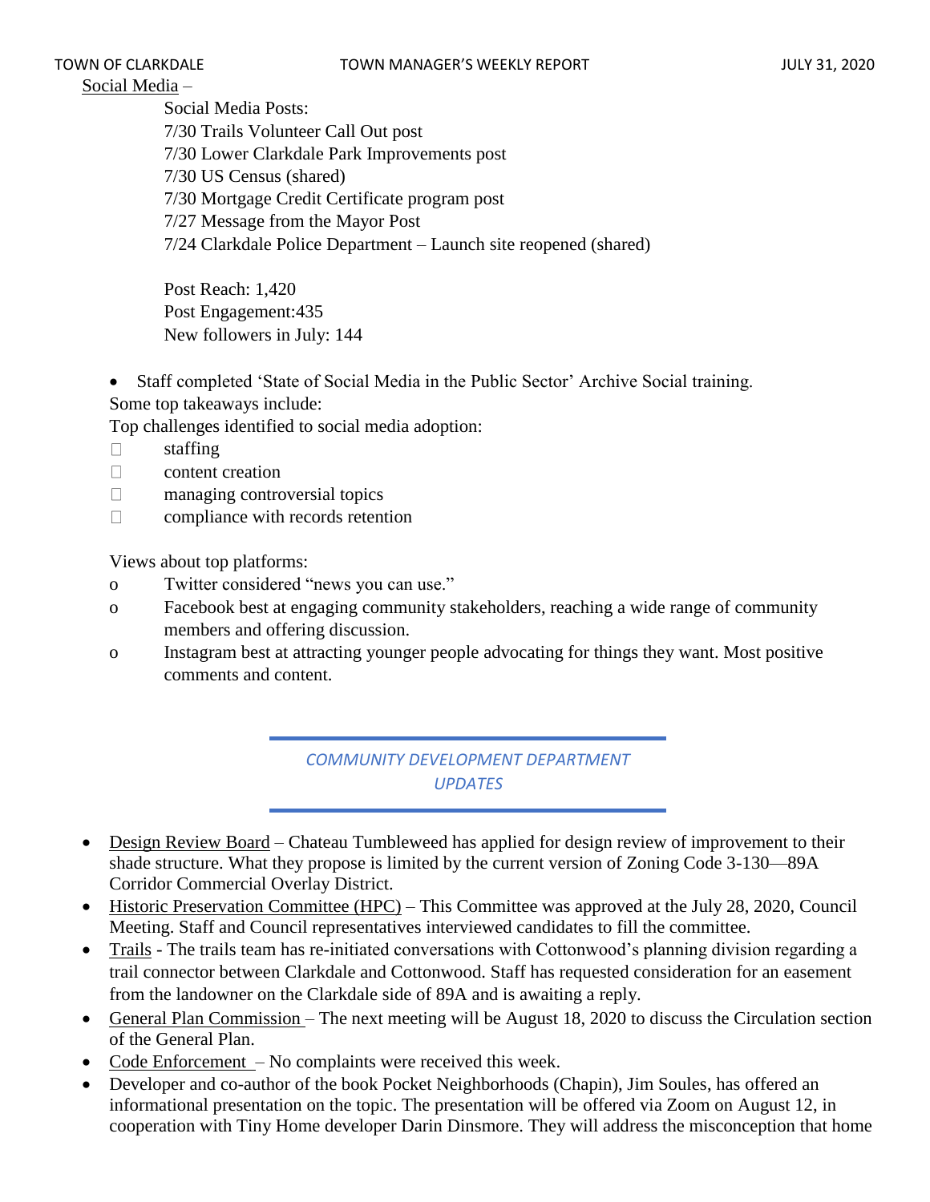<u>Social Media</u> –

Social Media Posts:
7/30 Trails Volunteer Call Out post
7/30 Lower Clarkdale Park Improvements post
7/30 US Census (shared)
7/30 Mortgage Credit Certificate program post
7/27 Message from the Mayor Post
7/24 Clarkdale Police Department – Launch site reopened (shared)

Post Reach: 1,420
Post Engagement:435
New followers in July: 144

- Staff completed 'State of Social Media in the Public Sector' Archive Social training.

Some top takeaways include:

Top challenges identified to social media adoption:

- staffing
- content creation
- managing controversial topics
- compliance with records retention

Views about top platforms:

- Twitter considered "news you can use."
- Facebook best at engaging community stakeholders, reaching a wide range of community members and offering discussion.
- Instagram best at attracting younger people advocating for things they want. Most positive comments and content.

## *COMMUNITY DEVELOPMENT DEPARTMENT UPDATES*

- <u>Design Review Board</u> – Chateau Tumbleweed has applied for design review of improvement to their shade structure. What they propose is limited by the current version of Zoning Code 3-130—89A Corridor Commercial Overlay District.
- <u>Historic Preservation Committee (HPC)</u> – This Committee was approved at the July 28, 2020, Council Meeting. Staff and Council representatives interviewed candidates to fill the committee.
- <u>Trails</u> - The trails team has re-initiated conversations with Cottonwood's planning division regarding a trail connector between Clarkdale and Cottonwood. Staff has requested consideration for an easement from the landowner on the Clarkdale side of 89A and is awaiting a reply.
- <u>General Plan Commission</u> – The next meeting will be August 18, 2020 to discuss the Circulation section of the General Plan.
- <u>Code Enforcement</u> – No complaints were received this week.
- Developer and co-author of the book Pocket Neighborhoods (Chapin), Jim Soules, has offered an informational presentation on the topic. The presentation will be offered via Zoom on August 12, in cooperation with Tiny Home developer Darin Dinsmore. They will address the misconception that home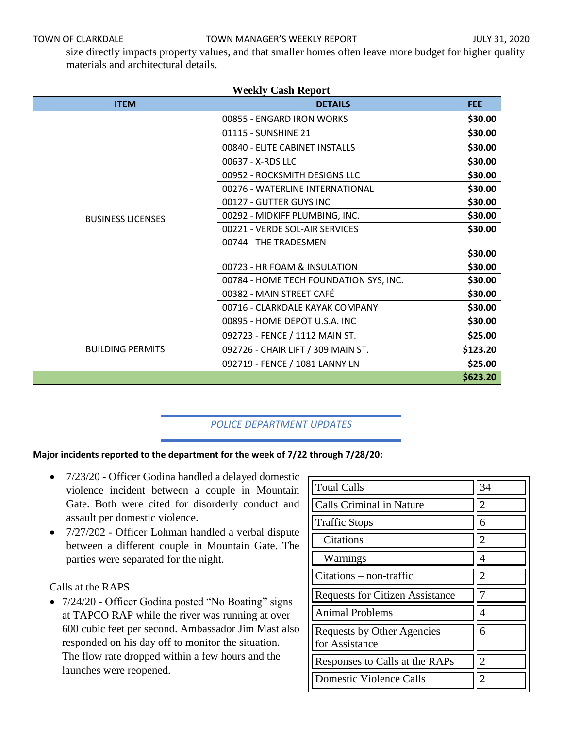size directly impacts property values, and that smaller homes often leave more budget for higher quality materials and architectural details.

**Weekly Cash Report**

| ITEM | DETAILS | FEE |
|---|---|---|
| BUSINESS LICENSES | 00855 - ENGARD IRON WORKS | $30.00 |
| | 01115 - SUNSHINE 21 | $30.00 |
| | 00840 - ELITE CABINET INSTALLS | $30.00 |
| | 00637 - X-RDS LLC | $30.00 |
| | 00952 - ROCKSMITH DESIGNS LLC | $30.00 |
| | 00276 - WATERLINE INTERNATIONAL | $30.00 |
| | 00127 - GUTTER GUYS INC | $30.00 |
| | 00292 - MIDKIFF PLUMBING, INC. | $30.00 |
| | 00221 - VERDE SOL-AIR SERVICES | $30.00 |
| | 00744 - THE TRADESMEN | $30.00 |
| | 00723 - HR FOAM & INSULATION | $30.00 |
| | 00784 - HOME TECH FOUNDATION SYS, INC. | $30.00 |
| | 00382 - MAIN STREET CAFÉ | $30.00 |
| | 00716 - CLARKDALE KAYAK COMPANY | $30.00 |
| | 00895 - HOME DEPOT U.S.A. INC | $30.00 |
| BUILDING PERMITS | 092723 - FENCE / 1112 MAIN ST. | $25.00 |
| | 092726 - CHAIR LIFT / 309 MAIN ST. | $123.20 |
| | 092719 - FENCE / 1081 LANNY LN | $25.00 |
| | | $623.20 |

## *POLICE DEPARTMENT UPDATES*

**Major incidents reported to the department for the week of 7/22 through 7/28/20:**

- 7/23/20 - Officer Godina handled a delayed domestic violence incident between a couple in Mountain Gate. Both were cited for disorderly conduct and assault per domestic violence.
- 7/27/202 - Officer Lohman handled a verbal dispute between a different couple in Mountain Gate. The parties were separated for the night.

Calls at the RAPS

- 7/24/20 - Officer Godina posted "No Boating" signs at TAPCO RAP while the river was running at over 600 cubic feet per second. Ambassador Jim Mast also responded on his day off to monitor the situation. The flow rate dropped within a few hours and the launches were reopened.

| | |
|---|---|
| Total Calls | 34 |
| Calls Criminal in Nature | 2 |
| Traffic Stops | 6 |
| Citations | 2 |
| Warnings | 4 |
| Citations – non-traffic | 2 |
| Requests for Citizen Assistance | 7 |
| Animal Problems | 4 |
| Requests by Other Agencies for Assistance | 6 |
| Responses to Calls at the RAPs | 2 |
| Domestic Violence Calls | 2 |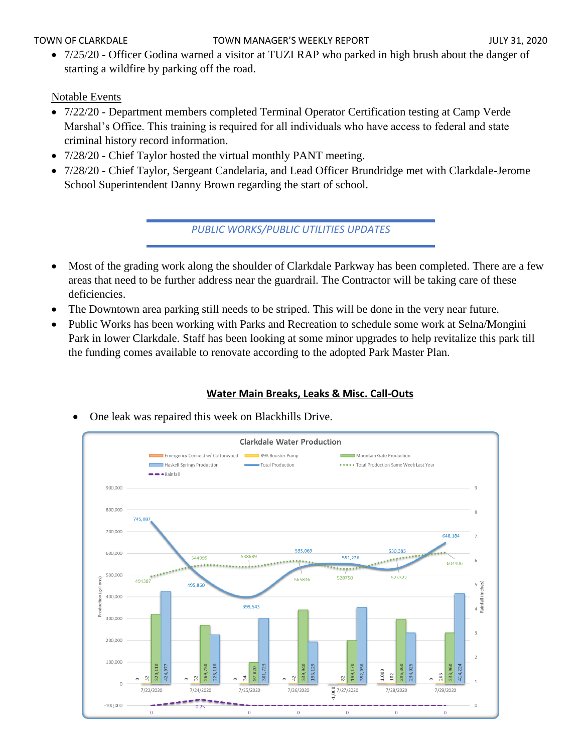- 7/25/20 - Officer Godina warned a visitor at TUZI RAP who parked in high brush about the danger of starting a wildfire by parking off the road.

Notable Events

- 7/22/20 - Department members completed Terminal Operator Certification testing at Camp Verde Marshal's Office. This training is required for all individuals who have access to federal and state criminal history record information.
- 7/28/20 - Chief Taylor hosted the virtual monthly PANT meeting.
- 7/28/20 - Chief Taylor, Sergeant Candelaria, and Lead Officer Brundridge met with Clarkdale-Jerome School Superintendent Danny Brown regarding the start of school.

## *PUBLIC WORKS/PUBLIC UTILITIES UPDATES*

- Most of the grading work along the shoulder of Clarkdale Parkway has been completed. There are a few areas that need to be further address near the guardrail. The Contractor will be taking care of these deficiencies.
- The Downtown area parking still needs to be striped. This will be done in the very near future.
- Public Works has been working with Parks and Recreation to schedule some work at Selna/Mongini Park in lower Clarkdale. Staff has been looking at some minor upgrades to help revitalize this park till the funding comes available to renovate according to the adopted Park Master Plan.

### Water Main Breaks, Leaks & Misc. Call-Outs

- One leak was repaired this week on Blackhills Drive.

Clarkdale Water Production

Emergency Connect w/ Cottonwood
89A Booster Pump
Mountain Gate Production
Haskell Springs Production
Total Production
Total Production Same Week Last Year
Rainfall

Production (gallons)
900,000
800,000
700,000
600,000
500,000
400,000
300,000
200,000
100,000
0
-100,000

Rainfall (inches)
9
8
7
6
5
4
3
2
1
0

7/23/2020
7/24/2020
7/25/2020
7/26/2020
7/27/2020
7/28/2020
7/29/2020

745,087
495,860
399,543
533,069
551,226
530,385
648,184

494387
544995
538689
565846
528750
575322
604406

0
52
320,110
424,977
0
32
269,750
226,110
0
34
97,820
301,723
0
42
339,940
193,129
-1,000
82
199,170
352,056
1,000
102
296,360
234,025
0
266
233,960
414,224

0
0.25
0
0
0
0
0